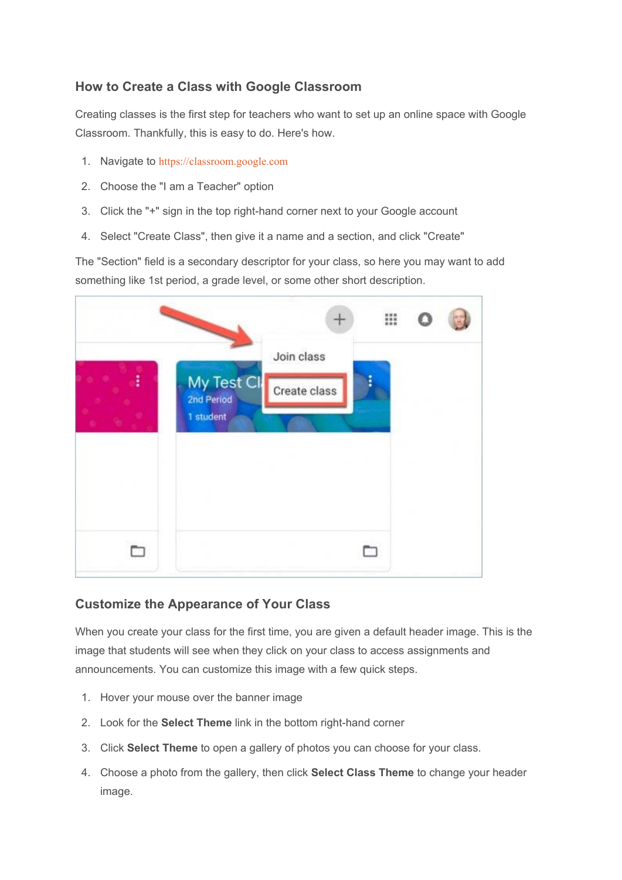## How to Create a Class with Google Classroom

Creating classes is the first step for teachers who want to set up an online space with Google Classroom. Thankfully, this is easy to do. Here's how.

1. Navigate to https://classroom.google.com
2. Choose the "I am a Teacher" option
3. Click the "+" sign in the top right-hand corner next to your Google account
4. Select "Create Class", then give it a name and a section, and click "Create"

The "Section" field is a secondary descriptor for your class, so here you may want to add something like 1st period, a grade level, or some other short description.

## Customize the Appearance of Your Class

When you create your class for the first time, you are given a default header image. This is the image that students will see when they click on your class to access assignments and announcements. You can customize this image with a few quick steps.

1. Hover your mouse over the banner image
2. Look for the **Select Theme** link in the bottom right-hand corner
3. Click **Select Theme** to open a gallery of photos you can choose for your class.
4. Choose a photo from the gallery, then click **Select Class Theme** to change your header image.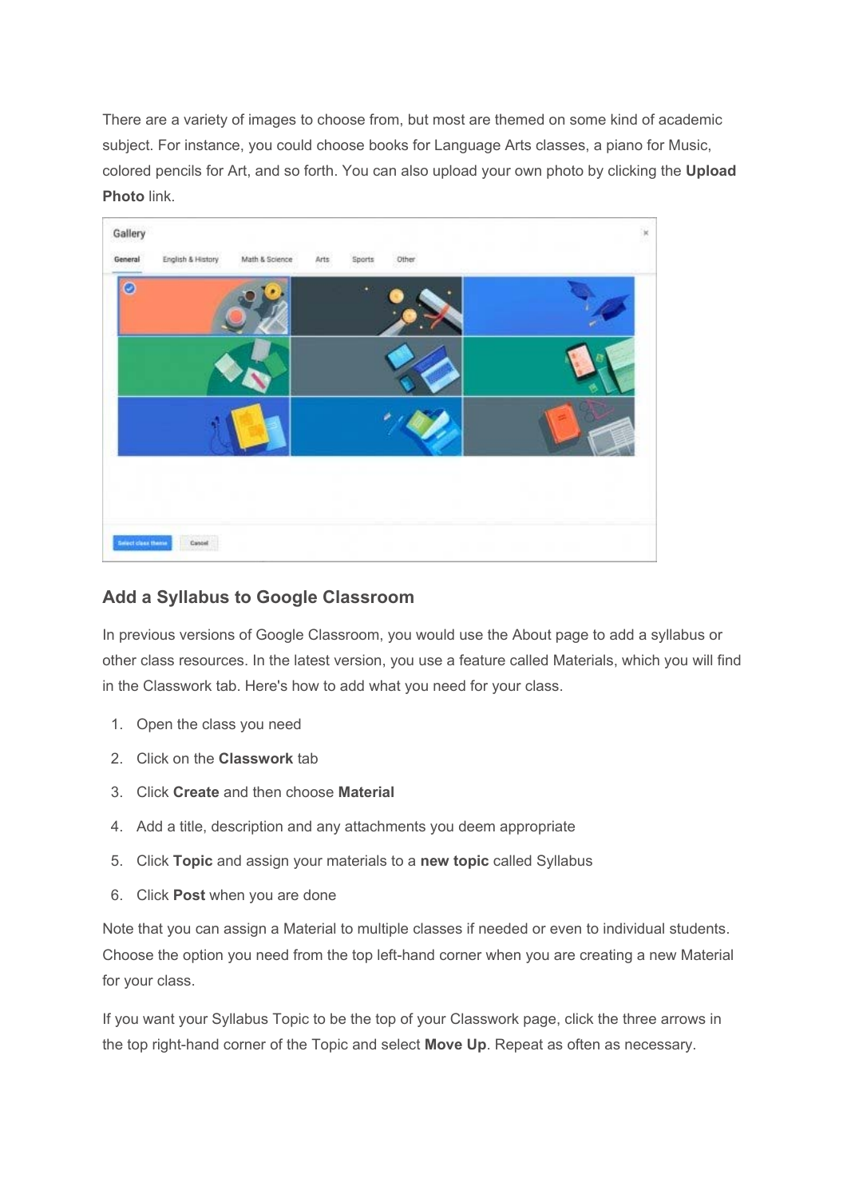There are a variety of images to choose from, but most are themed on some kind of academic subject. For instance, you could choose books for Language Arts classes, a piano for Music, colored pencils for Art, and so forth. You can also upload your own photo by clicking the **Upload Photo** link.

## Add a Syllabus to Google Classroom

In previous versions of Google Classroom, you would use the About page to add a syllabus or other class resources. In the latest version, you use a feature called Materials, which you will find in the Classwork tab. Here's how to add what you need for your class.

1. Open the class you need
2. Click on the **Classwork** tab
3. Click **Create** and then choose **Material**
4. Add a title, description and any attachments you deem appropriate
5. Click **Topic** and assign your materials to a **new topic** called Syllabus
6. Click **Post** when you are done

Note that you can assign a Material to multiple classes if needed or even to individual students. Choose the option you need from the top left-hand corner when you are creating a new Material for your class.

If you want your Syllabus Topic to be the top of your Classwork page, click the three arrows in the top right-hand corner of the Topic and select **Move Up**. Repeat as often as necessary.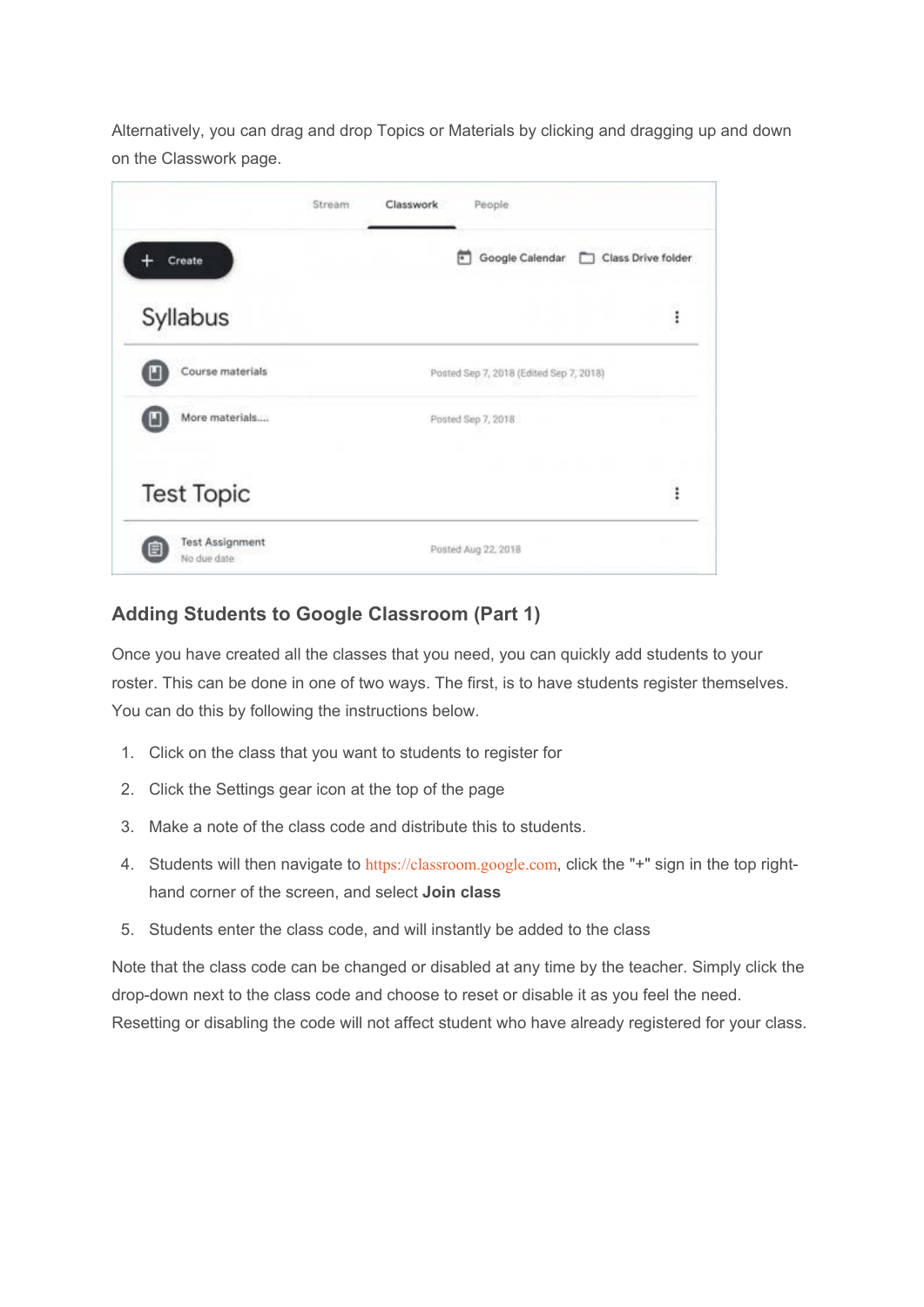Alternatively, you can drag and drop Topics or Materials by clicking and dragging up and down on the Classwork page.

## Adding Students to Google Classroom (Part 1)

Once you have created all the classes that you need, you can quickly add students to your roster. This can be done in one of two ways. The first, is to have students register themselves. You can do this by following the instructions below.

1. Click on the class that you want to students to register for
2. Click the Settings gear icon at the top of the page
3. Make a note of the class code and distribute this to students.
4. Students will then navigate to https://classroom.google.com, click the "+" sign in the top right-hand corner of the screen, and select **Join class**
5. Students enter the class code, and will instantly be added to the class

Note that the class code can be changed or disabled at any time by the teacher. Simply click the drop-down next to the class code and choose to reset or disable it as you feel the need. Resetting or disabling the code will not affect student who have already registered for your class.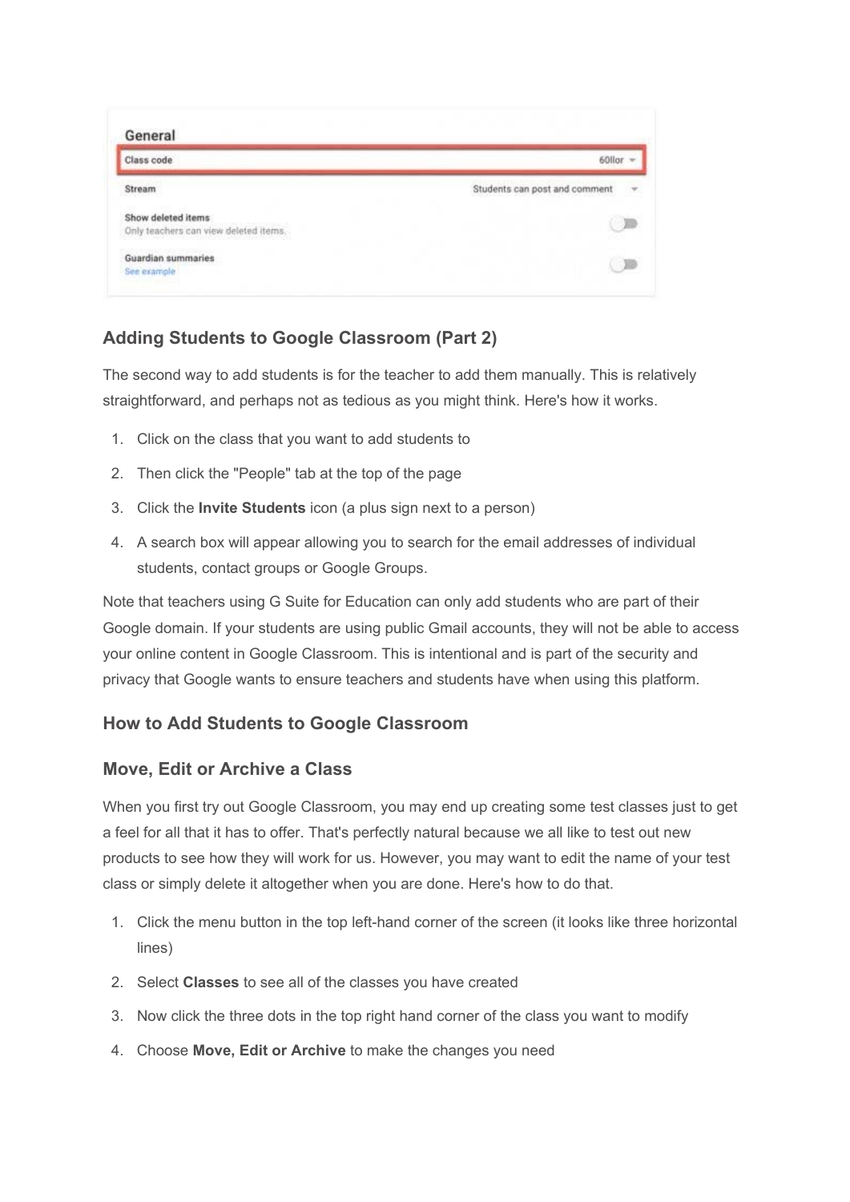### Adding Students to Google Classroom (Part 2)

The second way to add students is for the teacher to add them manually. This is relatively straightforward, and perhaps not as tedious as you might think. Here's how it works.

1. Click on the class that you want to add students to
2. Then click the "People" tab at the top of the page
3. Click the **Invite Students** icon (a plus sign next to a person)
4. A search box will appear allowing you to search for the email addresses of individual students, contact groups or Google Groups.

Note that teachers using G Suite for Education can only add students who are part of their Google domain. If your students are using public Gmail accounts, they will not be able to access your online content in Google Classroom. This is intentional and is part of the security and privacy that Google wants to ensure teachers and students have when using this platform.

### How to Add Students to Google Classroom

### Move, Edit or Archive a Class

When you first try out Google Classroom, you may end up creating some test classes just to get a feel for all that it has to offer. That's perfectly natural because we all like to test out new products to see how they will work for us. However, you may want to edit the name of your test class or simply delete it altogether when you are done. Here's how to do that.

1. Click the menu button in the top left-hand corner of the screen (it looks like three horizontal lines)
2. Select **Classes** to see all of the classes you have created
3. Now click the three dots in the top right hand corner of the class you want to modify
4. Choose **Move, Edit or Archive** to make the changes you need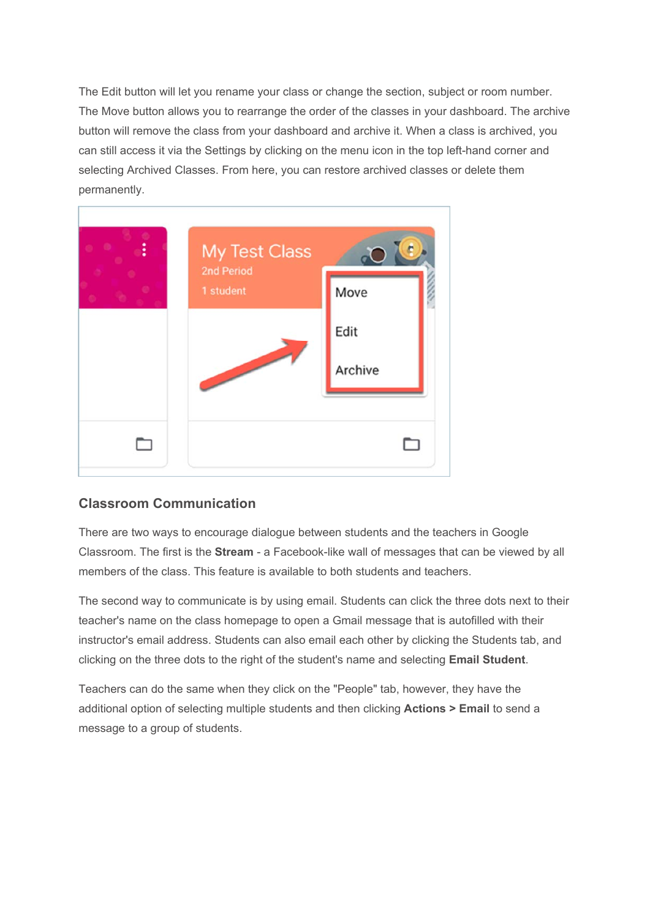The Edit button will let you rename your class or change the section, subject or room number. The Move button allows you to rearrange the order of the classes in your dashboard. The archive button will remove the class from your dashboard and archive it. When a class is archived, you can still access it via the Settings by clicking on the menu icon in the top left-hand corner and selecting Archived Classes. From here, you can restore archived classes or delete them permanently.

### Classroom Communication

There are two ways to encourage dialogue between students and the teachers in Google Classroom. The first is the **Stream** - a Facebook-like wall of messages that can be viewed by all members of the class. This feature is available to both students and teachers.

The second way to communicate is by using email. Students can click the three dots next to their teacher's name on the class homepage to open a Gmail message that is autofilled with their instructor's email address. Students can also email each other by clicking the Students tab, and clicking on the three dots to the right of the student's name and selecting **Email Student**.

Teachers can do the same when they click on the "People" tab, however, they have the additional option of selecting multiple students and then clicking **Actions > Email** to send a message to a group of students.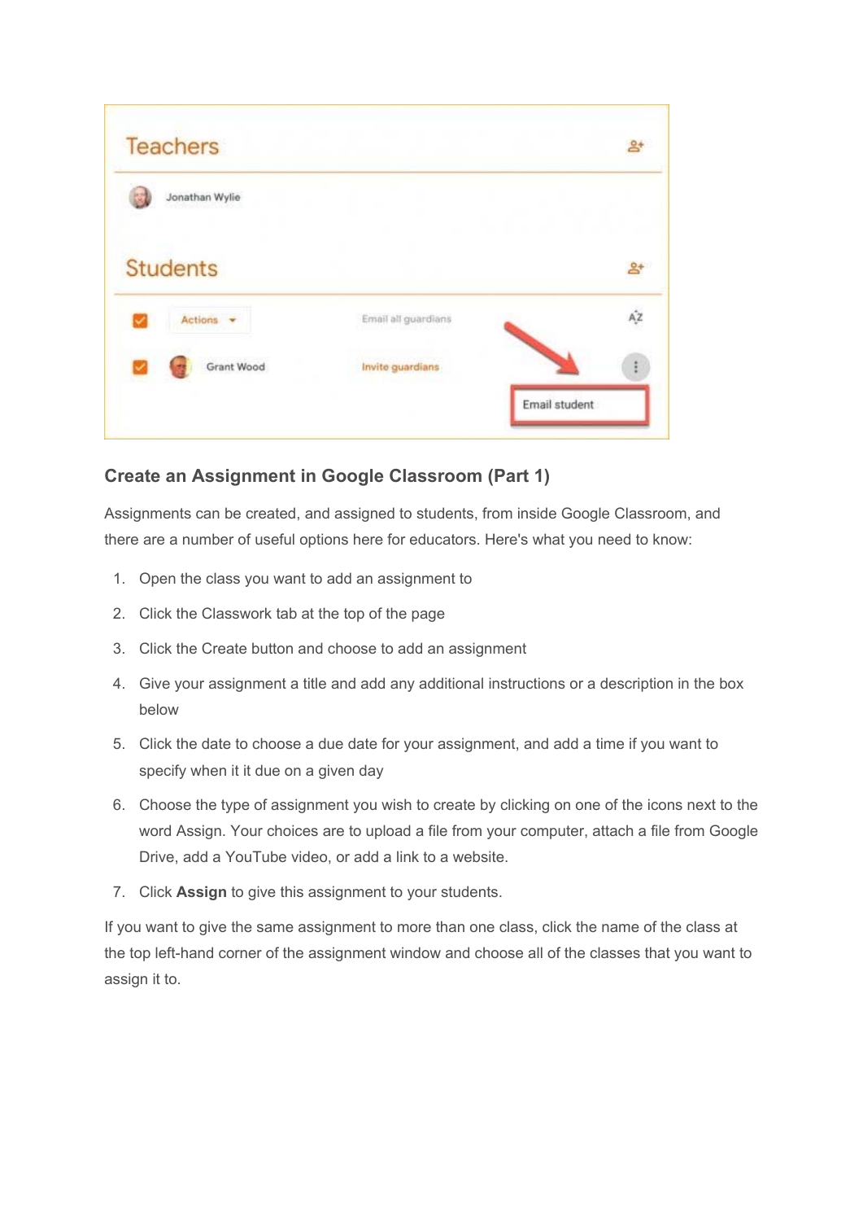## Create an Assignment in Google Classroom (Part 1)

Assignments can be created, and assigned to students, from inside Google Classroom, and there are a number of useful options here for educators. Here's what you need to know:

1. Open the class you want to add an assignment to
2. Click the Classwork tab at the top of the page
3. Click the Create button and choose to add an assignment
4. Give your assignment a title and add any additional instructions or a description in the box below
5. Click the date to choose a due date for your assignment, and add a time if you want to specify when it it due on a given day
6. Choose the type of assignment you wish to create by clicking on one of the icons next to the word Assign. Your choices are to upload a file from your computer, attach a file from Google Drive, add a YouTube video, or add a link to a website.
7. Click **Assign** to give this assignment to your students.

If you want to give the same assignment to more than one class, click the name of the class at the top left-hand corner of the assignment window and choose all of the classes that you want to assign it to.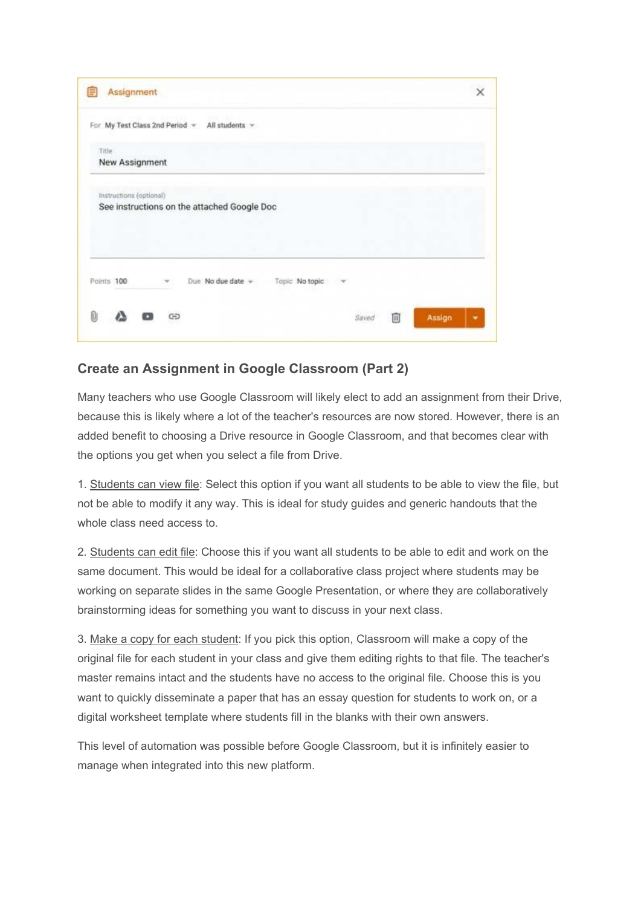## Create an Assignment in Google Classroom (Part 2)

Many teachers who use Google Classroom will likely elect to add an assignment from their Drive, because this is likely where a lot of the teacher's resources are now stored. However, there is an added benefit to choosing a Drive resource in Google Classroom, and that becomes clear with the options you get when you select a file from Drive.

1. Students can view file: Select this option if you want all students to be able to view the file, but not be able to modify it any way. This is ideal for study guides and generic handouts that the whole class need access to.

2. Students can edit file: Choose this if you want all students to be able to edit and work on the same document. This would be ideal for a collaborative class project where students may be working on separate slides in the same Google Presentation, or where they are collaboratively brainstorming ideas for something you want to discuss in your next class.

3. Make a copy for each student: If you pick this option, Classroom will make a copy of the original file for each student in your class and give them editing rights to that file. The teacher's master remains intact and the students have no access to the original file. Choose this is you want to quickly disseminate a paper that has an essay question for students to work on, or a digital worksheet template where students fill in the blanks with their own answers.

This level of automation was possible before Google Classroom, but it is infinitely easier to manage when integrated into this new platform.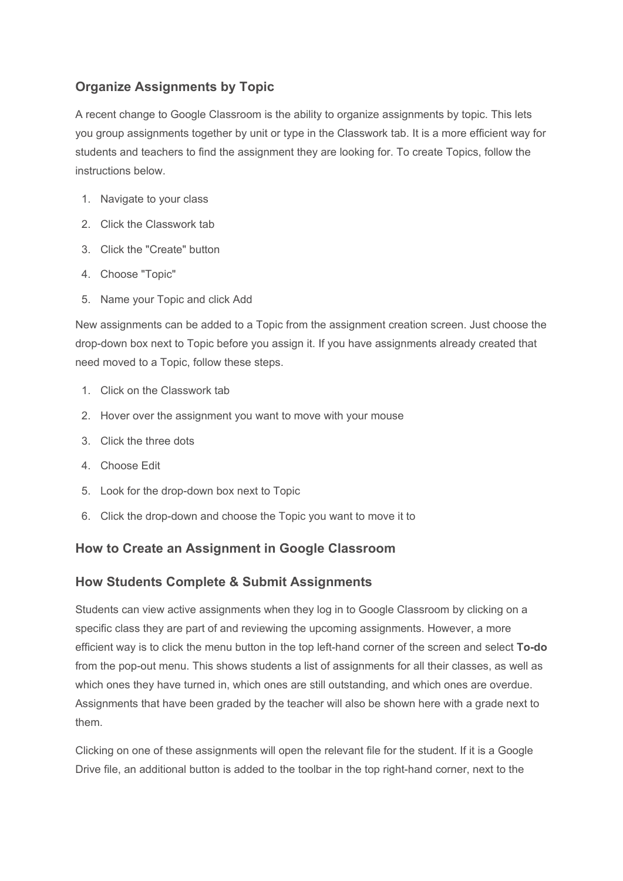### Organize Assignments by Topic

A recent change to Google Classroom is the ability to organize assignments by topic. This lets you group assignments together by unit or type in the Classwork tab. It is a more efficient way for students and teachers to find the assignment they are looking for. To create Topics, follow the instructions below.

1. Navigate to your class
2. Click the Classwork tab
3. Click the "Create" button
4. Choose "Topic"
5. Name your Topic and click Add

New assignments can be added to a Topic from the assignment creation screen. Just choose the drop-down box next to Topic before you assign it. If you have assignments already created that need moved to a Topic, follow these steps.

1. Click on the Classwork tab
2. Hover over the assignment you want to move with your mouse
3. Click the three dots
4. Choose Edit
5. Look for the drop-down box next to Topic
6. Click the drop-down and choose the Topic you want to move it to

### How to Create an Assignment in Google Classroom

### How Students Complete & Submit Assignments

Students can view active assignments when they log in to Google Classroom by clicking on a specific class they are part of and reviewing the upcoming assignments. However, a more efficient way is to click the menu button in the top left-hand corner of the screen and select **To-do** from the pop-out menu. This shows students a list of assignments for all their classes, as well as which ones they have turned in, which ones are still outstanding, and which ones are overdue. Assignments that have been graded by the teacher will also be shown here with a grade next to them.

Clicking on one of these assignments will open the relevant file for the student. If it is a Google Drive file, an additional button is added to the toolbar in the top right-hand corner, next to the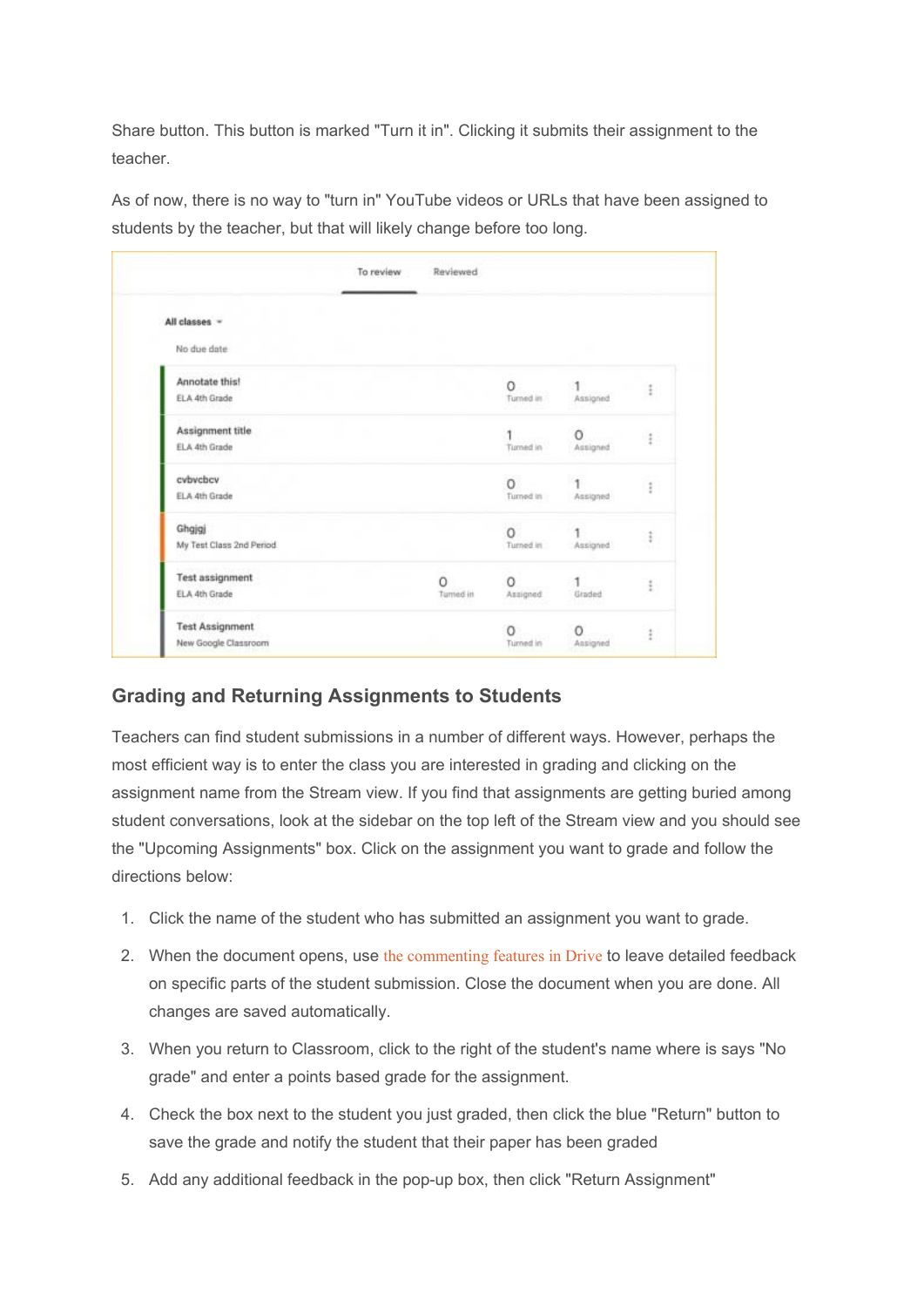Share button. This button is marked "Turn it in". Clicking it submits their assignment to the teacher.

As of now, there is no way to "turn in" YouTube videos or URLs that have been assigned to students by the teacher, but that will likely change before too long.

To review | Reviewed

All classes

No due date

| Assignment | Class | Turned in | Assigned | Graded |
|---|---|---|---|---|
| Annotate this! | ELA 4th Grade | 0 | 1 | |
| Assignment title | ELA 4th Grade | 1 | 0 | |
| cvbvcbcv | ELA 4th Grade | 0 | 1 | |
| Ghgjgj | My Test Class 2nd Period | 0 | 1 | |
| Test assignment | ELA 4th Grade | 0 | 0 | 1 |
| Test Assignment | New Google Classroom | 0 | 0 | |

## Grading and Returning Assignments to Students

Teachers can find student submissions in a number of different ways. However, perhaps the most efficient way is to enter the class you are interested in grading and clicking on the assignment name from the Stream view. If you find that assignments are getting buried among student conversations, look at the sidebar on the top left of the Stream view and you should see the "Upcoming Assignments" box. Click on the assignment you want to grade and follow the directions below:

1. Click the name of the student who has submitted an assignment you want to grade.
2. When the document opens, use the commenting features in Drive to leave detailed feedback on specific parts of the student submission. Close the document when you are done. All changes are saved automatically.
3. When you return to Classroom, click to the right of the student's name where is says "No grade" and enter a points based grade for the assignment.
4. Check the box next to the student you just graded, then click the blue "Return" button to save the grade and notify the student that their paper has been graded
5. Add any additional feedback in the pop-up box, then click "Return Assignment"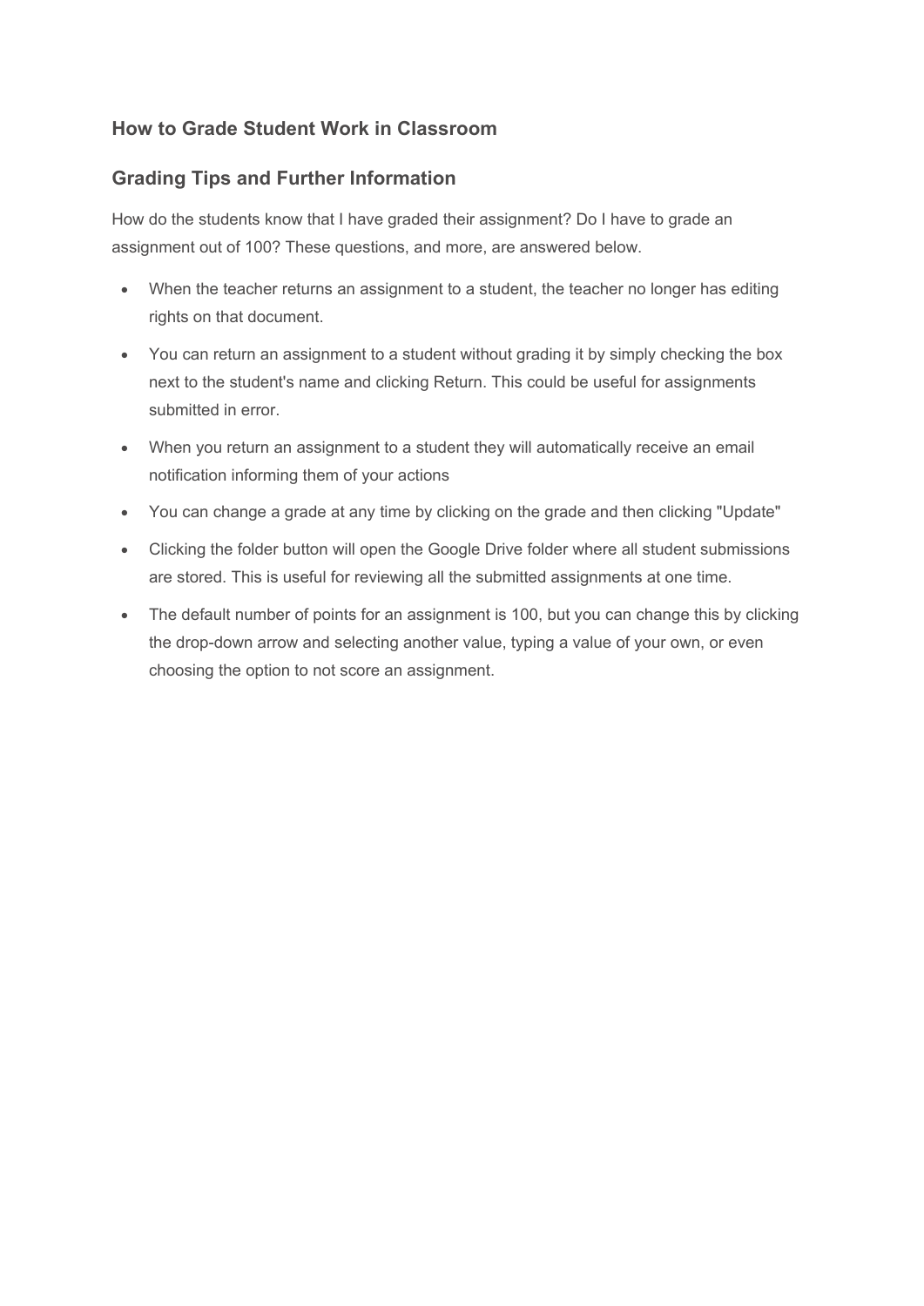### How to Grade Student Work in Classroom

### Grading Tips and Further Information

How do the students know that I have graded their assignment? Do I have to grade an assignment out of 100? These questions, and more, are answered below.

- When the teacher returns an assignment to a student, the teacher no longer has editing rights on that document.
- You can return an assignment to a student without grading it by simply checking the box next to the student's name and clicking Return. This could be useful for assignments submitted in error.
- When you return an assignment to a student they will automatically receive an email notification informing them of your actions
- You can change a grade at any time by clicking on the grade and then clicking "Update"
- Clicking the folder button will open the Google Drive folder where all student submissions are stored. This is useful for reviewing all the submitted assignments at one time.
- The default number of points for an assignment is 100, but you can change this by clicking the drop-down arrow and selecting another value, typing a value of your own, or even choosing the option to not score an assignment.